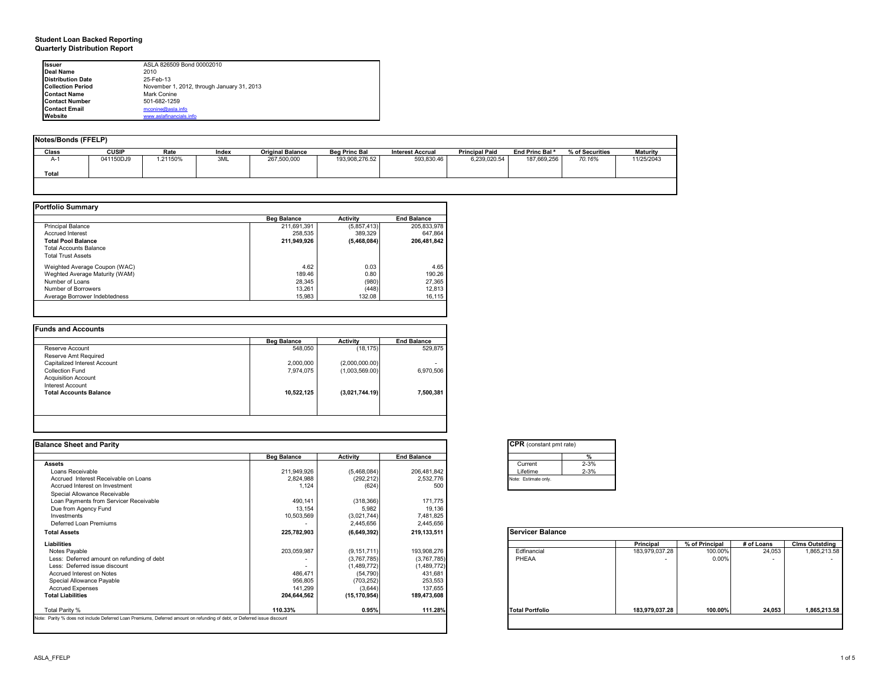# Student Loan Backed Reporting
## Quarterly Distribution Report

| | |
|---|---|
| **Issuer** | ASLA 826509 Bond 00002010 |
| **Deal Name** | 2010 |
| **Distribution Date** | 25-Feb-13 |
| **Collection Period** | November 1, 2012, through January 31, 2013 |
| **Contact Name** | Mark Conine |
| **Contact Number** | 501-682-1259 |
| **Contact Email** | mconine@asla.info |
| **Website** | www.aslafinancials.info |

### Notes/Bonds (FFELP)

| Class | CUSIP | Rate | Index | Original Balance | Beg Princ Bal | Interest Accrual | Principal Paid | End Princ Bal ª | % of Securities | Maturity |
|---|---|---|---|---|---|---|---|---|---|---|
| A-1 | 041150DJ9 | 1.21150% | 3ML | 267,500,000 | 193,908,276.52 | 593,830.46 | 6,239,020.54 | 187,669,256 | 70.16% | 11/25/2043 |
| **Total** | | | | | | | | | | |

### Portfolio Summary

| | Beg Balance | Activity | End Balance |
|---|---|---|---|
| Principal Balance | 211,691,391 | (5,857,413) | 205,833,978 |
| Accrued Interest | 258,535 | 389,329 | 647,864 |
| **Total Pool Balance** | **211,949,926** | **(5,468,084)** | **206,481,842** |
| Total Accounts Balance | | | |
| Total Trust Assets | | | |
| Weighted Average Coupon (WAC) | 4.62 | 0.03 | 4.65 |
| Weghted Average Maturity (WAM) | 189.46 | 0.80 | 190.26 |
| Number of Loans | 28,345 | (980) | 27,365 |
| Number of Borrowers | 13,261 | (448) | 12,813 |
| Average Borrower Indebtedness | 15,983 | 132.08 | 16,115 |

### Funds and Accounts

| | Beg Balance | Activity | End Balance |
|---|---|---|---|
| Reserve Account | 548,050 | (18,175) | 529,875 |
| Reserve Amt Required | | | |
| Capitalized Interest Account | 2,000,000 | (2,000,000.00) | - |
| Collection Fund | 7,974,075 | (1,003,569.00) | 6,970,506 |
| Acquisition Account | | | |
| Interest Account | | | |
| **Total Accounts Balance** | **10,522,125** | **(3,021,744.19)** | **7,500,381** |

### Balance Sheet and Parity

| | Beg Balance | Activity | End Balance |
|---|---|---|---|
| **Assets** | | | |
| Loans Receivable | 211,949,926 | (5,468,084) | 206,481,842 |
| Accrued Interest Receivable on Loans | 2,824,988 | (292,212) | 2,532,776 |
| Accrued Interest on Investment | 1,124 | (624) | 500 |
| Special Allowance Receivable | | | |
| Loan Payments from Servicer Receivable | 490,141 | (318,366) | 171,775 |
| Due from Agency Fund | 13,154 | 5,982 | 19,136 |
| Investments | 10,503,569 | (3,021,744) | 7,481,825 |
| Deferred Loan Premiums | - | 2,445,656 | 2,445,656 |
| **Total Assets** | **225,782,903** | **(6,649,392)** | **219,133,511** |
| **Liabilities** | | | |
| Notes Payable | 203,059,987 | (9,151,711) | 193,908,276 |
| Less: Deferred amount on refunding of debt | - | (3,767,785) | (3,767,785) |
| Less: Deferred issue discount | - | (1,489,772) | (1,489,772) |
| Accrued Interest on Notes | 486,471 | (54,790) | 431,681 |
| Special Allowance Payable | 956,805 | (703,252) | 253,553 |
| Accrued Expenses | 141,299 | (3,644) | 137,655 |
| **Total Liabilities** | **204,644,562** | **(15,170,954)** | **189,473,608** |
| Total Parity % | **110.33%** | **0.95%** | **111.28%** |

Note: Parity % does not include Deferred Loan Premiums, Deferred amount on refunding of debt, or Deferred issue discount

### CPR (constant pmt rate)

| | % |
|---|---|
| Current | 2-3% |
| Lifetime | 2-3% |

Note: Estimate only.

### Servicer Balance

| | Principal | % of Principal | # of Loans | Clms Outstding |
|---|---|---|---|---|
| Edfinancial | 183,979,037.28 | 100.00% | 24,053 | 1,865,213.58 |
| PHEAA | - | 0.00% | - | - |
| **Total Portfolio** | **183,979,037.28** | **100.00%** | **24,053** | **1,865,213.58** |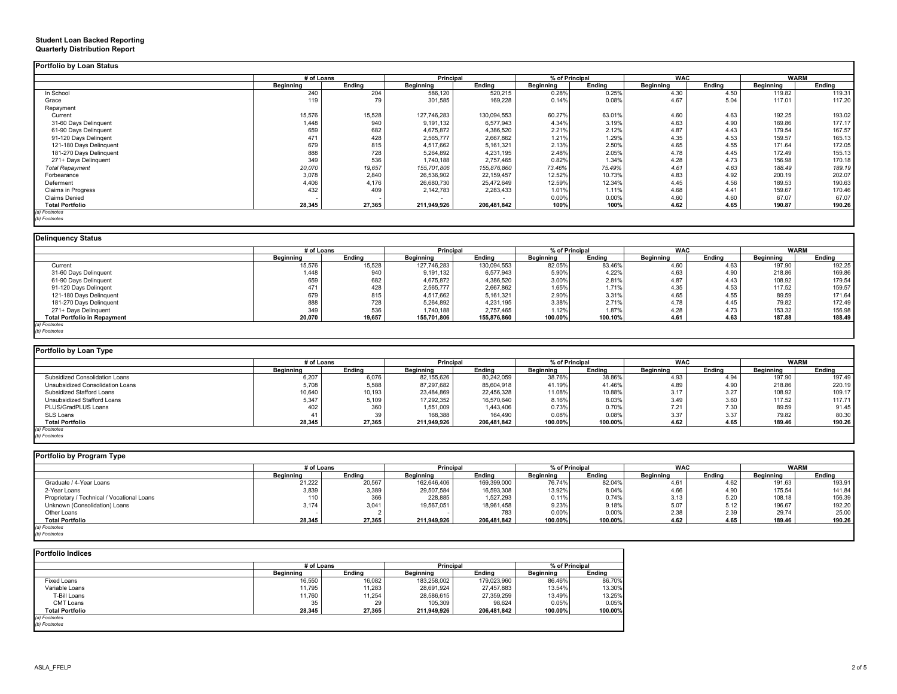**Student Loan Backed Reporting**
**Quarterly Distribution Report**

## Portfolio by Loan Status

| | # of Loans | | Principal | | % of Principal | | WAC | | WARM | |
|---|---|---|---|---|---|---|---|---|---|---|
| | Beginning | Ending | Beginning | Ending | Beginning | Ending | Beginning | Ending | Beginning | Ending |
| In School | 240 | 204 | 586,120 | 520,215 | 0.28% | 0.25% | 4.30 | 4.50 | 119.82 | 119.31 |
| Grace | 119 | 79 | 301,585 | 169,228 | 0.14% | 0.08% | 4.67 | 5.04 | 117.01 | 117.20 |
| Repayment | | | | | | | | | | |
| Current | 15,576 | 15,528 | 127,746,283 | 130,094,553 | 60.27% | 63.01% | 4.60 | 4.63 | 192.25 | 193.02 |
| 31-60 Days Delinquent | 1,448 | 940 | 9,191,132 | 6,577,943 | 4.34% | 3.19% | 4.63 | 4.90 | 169.86 | 177.17 |
| 61-90 Days Delinquent | 659 | 682 | 4,675,872 | 4,386,520 | 2.21% | 2.12% | 4.87 | 4.43 | 179.54 | 167.57 |
| 91-120 Days Delingent | 471 | 428 | 2,565,777 | 2,667,862 | 1.21% | 1.29% | 4.35 | 4.53 | 159.57 | 165.13 |
| 121-180 Days Delinquent | 679 | 815 | 4,517,662 | 5,161,321 | 2.13% | 2.50% | 4.65 | 4.55 | 171.64 | 172.05 |
| 181-270 Days Delinquent | 888 | 728 | 5,264,892 | 4,231,195 | 2.48% | 2.05% | 4.78 | 4.45 | 172.49 | 155.13 |
| 271+ Days Delinquent | 349 | 536 | 1,740,188 | 2,757,465 | 0.82% | 1.34% | 4.28 | 4.73 | 156.98 | 170.18 |
| *Total Repayment* | *20,070* | *19,657* | *155,701,806* | *155,876,860* | *73.46%* | *75.49%* | *4.61* | *4.63* | *188.49* | *189.19* |
| Forbearance | 3,078 | 2,840 | 26,536,902 | 22,159,457 | 12.52% | 10.73% | 4.83 | 4.92 | 200.19 | 202.07 |
| Deferment | 4,406 | 4,176 | 26,680,730 | 25,472,649 | 12.59% | 12.34% | 4.45 | 4.56 | 189.53 | 190.63 |
| Claims in Progress | 432 | 409 | 2,142,783 | 2,283,433 | 1.01% | 1.11% | 4.68 | 4.41 | 159.67 | 170.46 |
| Claims Denied | - | - | - | - | 0.00% | 0.00% | 4.60 | 4.60 | 67.07 | 67.07 |
| **Total Portfolio** | **28,345** | **27,365** | **211,949,926** | **206,481,842** | **100%** | **100%** | **4.62** | **4.65** | **190.87** | **190.26** |

*(a) Footnotes*
*(b) Footnotes*

## Delinquency Status

| | # of Loans | | Principal | | % of Principal | | WAC | | WARM | |
|---|---|---|---|---|---|---|---|---|---|---|
| | Beginning | Ending | Beginning | Ending | Beginning | Ending | Beginning | Ending | Beginning | Ending |
| Current | 15,576 | 15,528 | 127,746,283 | 130,094,553 | 82.05% | 83.46% | 4.60 | 4.63 | 197.90 | 192.25 |
| 31-60 Days Delinquent | 1,448 | 940 | 9,191,132 | 6,577,943 | 5.90% | 4.22% | 4.63 | 4.90 | 218.86 | 169.86 |
| 61-90 Days Delinquent | 659 | 682 | 4,675,872 | 4,386,520 | 3.00% | 2.81% | 4.87 | 4.43 | 108.92 | 179.54 |
| 91-120 Days Delingent | 471 | 428 | 2,565,777 | 2,667,862 | 1.65% | 1.71% | 4.35 | 4.53 | 117.52 | 159.57 |
| 121-180 Days Delinquent | 679 | 815 | 4,517,662 | 5,161,321 | 2.90% | 3.31% | 4.65 | 4.55 | 89.59 | 171.64 |
| 181-270 Days Delinquent | 888 | 728 | 5,264,892 | 4,231,195 | 3.38% | 2.71% | 4.78 | 4.45 | 79.82 | 172.49 |
| 271+ Days Delinquent | 349 | 536 | 1,740,188 | 2,757,465 | 1.12% | 1.87% | 4.28 | 4.73 | 153.32 | 156.98 |
| **Total Portfolio in Repayment** | **20,070** | **19,657** | **155,701,806** | **155,876,860** | **100.00%** | **100.10%** | **4.61** | **4.63** | **187.88** | **188.49** |

*(a) Footnotes*
*(b) Footnotes*

## Portfolio by Loan Type

| | # of Loans | | Principal | | % of Principal | | WAC | | WARM | |
|---|---|---|---|---|---|---|---|---|---|---|
| | Beginning | Ending | Beginning | Ending | Beginning | Ending | Beginning | Ending | Beginning | Ending |
| Subsidized Consolidation Loans | 6,207 | 6,076 | 82,155,626 | 80,242,059 | 38.76% | 38.86% | 4.93 | 4.94 | 197.90 | 197.49 |
| Unsubsidized Consolidation Loans | 5,708 | 5,588 | 87,297,682 | 85,604,918 | 41.19% | 41.46% | 4.89 | 4.90 | 218.86 | 220.19 |
| Subsidized Stafford Loans | 10,640 | 10,193 | 23,484,869 | 22,456,328 | 11.08% | 10.88% | 3.17 | 3.27 | 108.92 | 109.17 |
| Unsubsidized Stafford Loans | 5,347 | 5,109 | 17,292,352 | 16,570,640 | 8.16% | 8.03% | 3.49 | 3.60 | 117.52 | 117.71 |
| PLUS/GradPLUS Loans | 402 | 360 | 1,551,009 | 1,443,406 | 0.73% | 0.70% | 7.21 | 7.30 | 89.59 | 91.45 |
| SLS Loans | 41 | 39 | 168,388 | 164,490 | 0.08% | 0.08% | 3.37 | 3.37 | 79.82 | 80.30 |
| **Total Portfolio** | **28,345** | **27,365** | **211,949,926** | **206,481,842** | **100.00%** | **100.00%** | **4.62** | **4.65** | **189.46** | **190.26** |

*(a) Footnotes*
*(b) Footnotes*

## Portfolio by Program Type

| | # of Loans | | Principal | | % of Principal | | WAC | | WARM | |
|---|---|---|---|---|---|---|---|---|---|---|
| | Beginning | Ending | Beginning | Ending | Beginning | Ending | Beginning | Ending | Beginning | Ending |
| Graduate / 4-Year Loans | 21,222 | 20,567 | 162,646,406 | 169,399,000 | 76.74% | 82.04% | 4.61 | 4.62 | 191.63 | 193.91 |
| 2-Year Loans | 3,839 | 3,389 | 29,507,584 | 16,593,308 | 13.92% | 8.04% | 4.66 | 4.90 | 175.54 | 141.84 |
| Proprietary / Technical / Vocational Loans | 110 | 366 | 228,885 | 1,527,293 | 0.11% | 0.74% | 3.13 | 5.20 | 108.18 | 156.39 |
| Unknown (Consolidation) Loans | 3,174 | 3,041 | 19,567,051 | 18,961,458 | 9.23% | 9.18% | 5.07 | 5.12 | 196.67 | 192.20 |
| Other Loans | - | 2 | - | 783 | 0.00% | 0.00% | 2.38 | 2.39 | 29.74 | 25.00 |
| **Total Portfolio** | **28,345** | **27,365** | **211,949,926** | **206,481,842** | **100.00%** | **100.00%** | **4.62** | **4.65** | **189.46** | **190.26** |

*(a) Footnotes*
*(b) Footnotes*

## Portfolio Indices

| | # of Loans | | Principal | | % of Principal | |
|---|---|---|---|---|---|---|
| | Beginning | Ending | Beginning | Ending | Beginning | Ending |
| Fixed Loans | 16,550 | 16,082 | 183,258,002 | 179,023,960 | 86.46% | 86.70% |
| Variable Loans | 11,795 | 11,283 | 28,691,924 | 27,457,883 | 13.54% | 13.30% |
| T-Bill Loans | 11,760 | 11,254 | 28,586,615 | 27,359,259 | 13.49% | 13.25% |
| CMT Loans | 35 | 29 | 105,309 | 98,624 | 0.05% | 0.05% |
| **Total Portfolio** | **28,345** | **27,365** | **211,949,926** | **206,481,842** | **100.00%** | **100.00%** |

*(a) Footnotes*
*(b) Footnotes*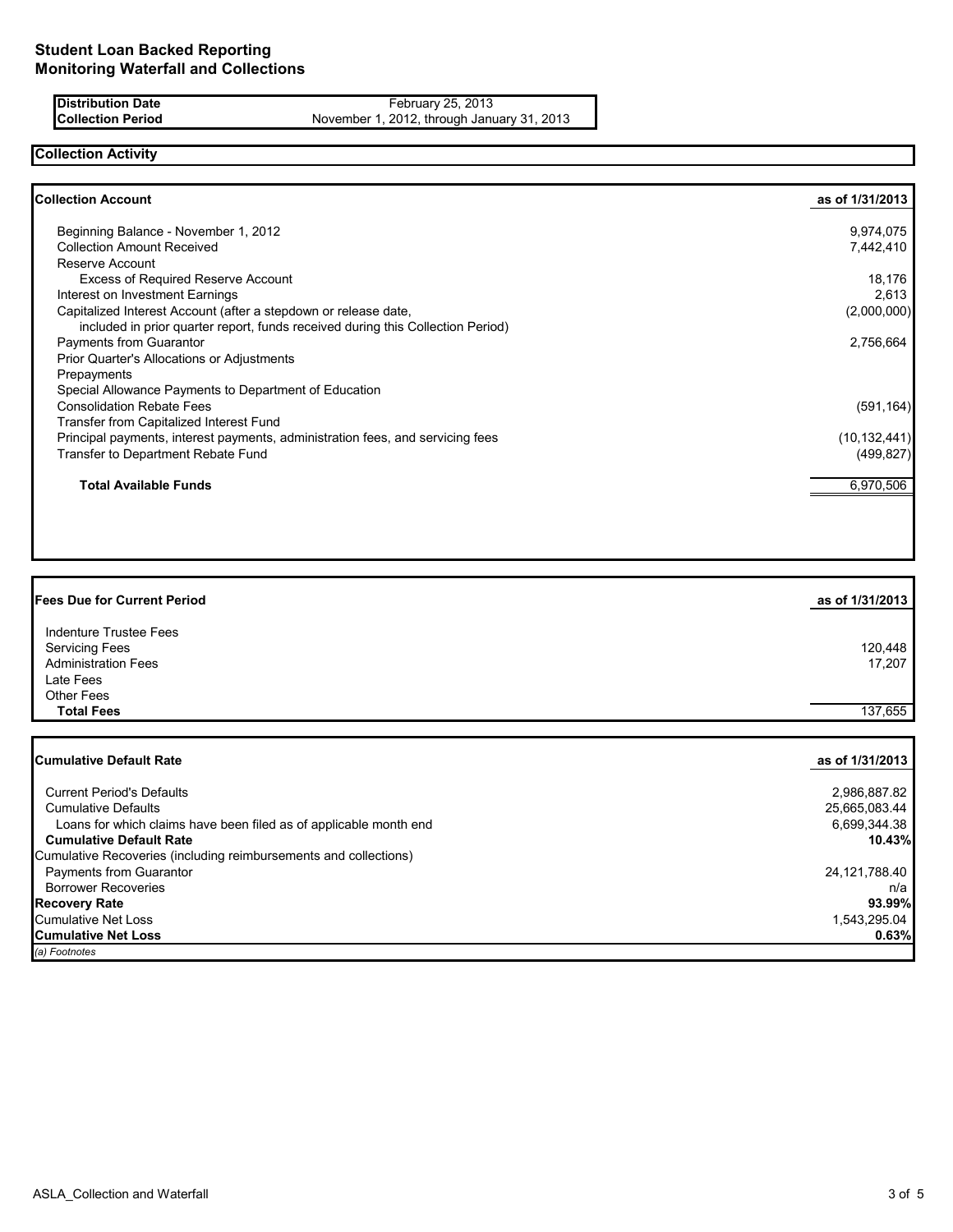# Student Loan Backed Reporting
## Monitoring Waterfall and Collections

| | |
|---|---|
| **Distribution Date** | February 25, 2013 |
| **Collection Period** | November 1, 2012, through January 31, 2013 |

## Collection Activity

| **Collection Account** | **as of 1/31/2013** |
|---|---|
| Beginning Balance - November 1, 2012 | 9,974,075 |
| Collection Amount Received | 7,442,410 |
| Reserve Account | |
| Excess of Required Reserve Account | 18,176 |
| Interest on Investment Earnings | 2,613 |
| Capitalized Interest Account (after a stepdown or release date, included in prior quarter report, funds received during this Collection Period) | (2,000,000) |
| Payments from Guarantor | 2,756,664 |
| Prior Quarter's Allocations or Adjustments | |
| Prepayments | |
| Special Allowance Payments to Department of Education | |
| Consolidation Rebate Fees | (591,164) |
| Transfer from Capitalized Interest Fund | |
| Principal payments, interest payments, administration fees, and servicing fees | (10,132,441) |
| Transfer to Department Rebate Fund | (499,827) |
| **Total Available Funds** | 6,970,506 |

| **Fees Due for Current Period** | **as of 1/31/2013** |
|---|---|
| Indenture Trustee Fees | |
| Servicing Fees | 120,448 |
| Administration Fees | 17,207 |
| Late Fees | |
| Other Fees | |
| **Total Fees** | 137,655 |

| **Cumulative Default Rate** | **as of 1/31/2013** |
|---|---|
| Current Period's Defaults | 2,986,887.82 |
| Cumulative Defaults | 25,665,083.44 |
| Loans for which claims have been filed as of applicable month end | 6,699,344.38 |
| **Cumulative Default Rate** | **10.43%** |
| Cumulative Recoveries (including reimbursements and collections) | |
| Payments from Guarantor | 24,121,788.40 |
| Borrower Recoveries | n/a |
| **Recovery Rate** | **93.99%** |
| Cumulative Net Loss | 1,543,295.04 |
| **Cumulative Net Loss** | **0.63%** |

*(a) Footnotes*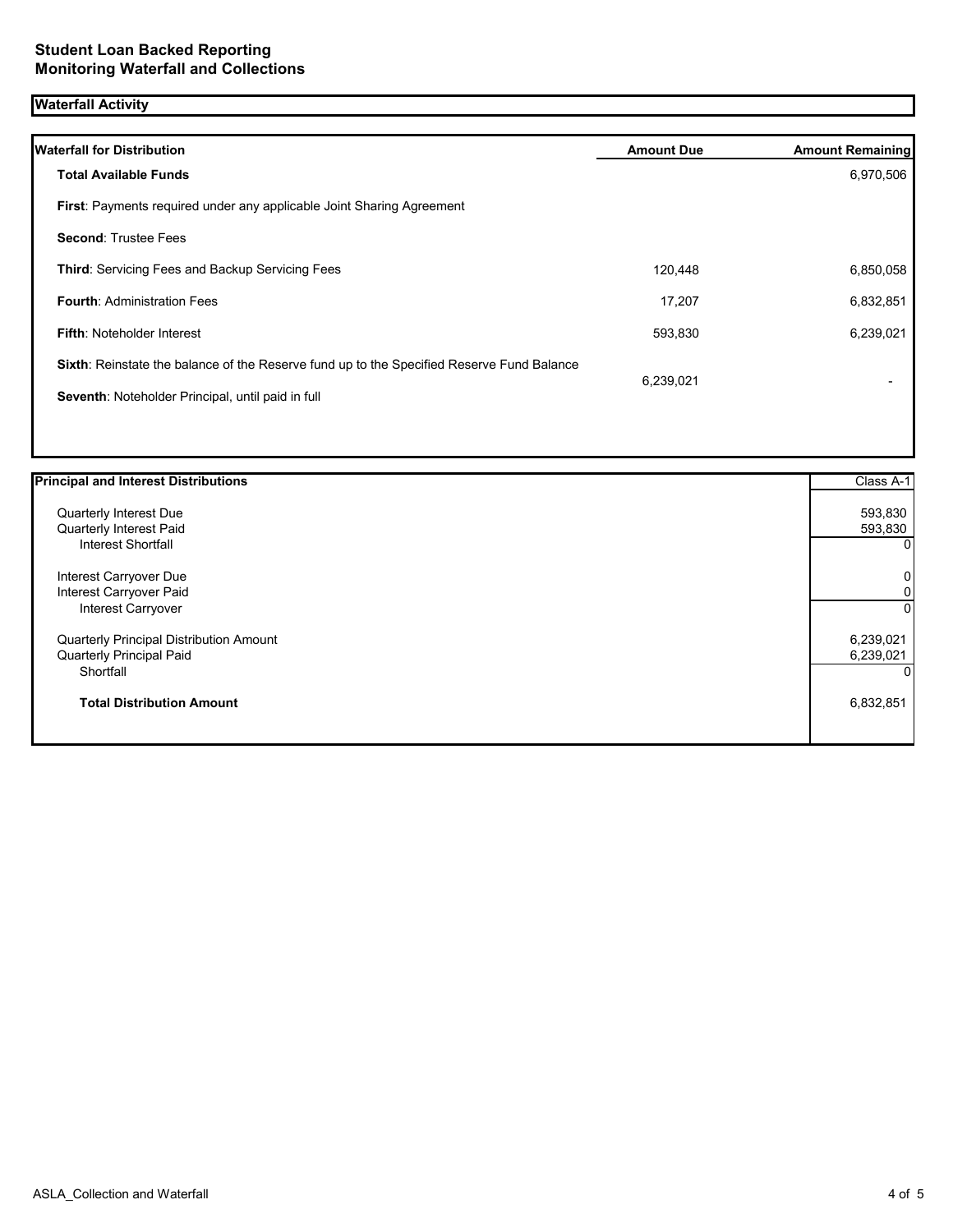## Student Loan Backed Reporting
## Monitoring Waterfall and Collections

### Waterfall Activity

| Waterfall for Distribution | Amount Due | Amount Remaining |
|---|---|---|
| **Total Available Funds** | | 6,970,506 |
| **First**: Payments required under any applicable Joint Sharing Agreement | | |
| **Second**: Trustee Fees | | |
| **Third**: Servicing Fees and Backup Servicing Fees | 120,448 | 6,850,058 |
| **Fourth**: Administration Fees | 17,207 | 6,832,851 |
| **Fifth**: Noteholder Interest | 593,830 | 6,239,021 |
| **Sixth**: Reinstate the balance of the Reserve fund up to the Specified Reserve Fund Balance | | |
| **Seventh**: Noteholder Principal, until paid in full | 6,239,021 | - |

| Principal and Interest Distributions | Class A-1 |
|---|---|
| Quarterly Interest Due | 593,830 |
| Quarterly Interest Paid | 593,830 |
| Interest Shortfall | 0 |
| Interest Carryover Due | 0 |
| Interest Carryover Paid | 0 |
| Interest Carryover | 0 |
| Quarterly Principal Distribution Amount | 6,239,021 |
| Quarterly Principal Paid | 6,239,021 |
| Shortfall | 0 |
| **Total Distribution Amount** | 6,832,851 |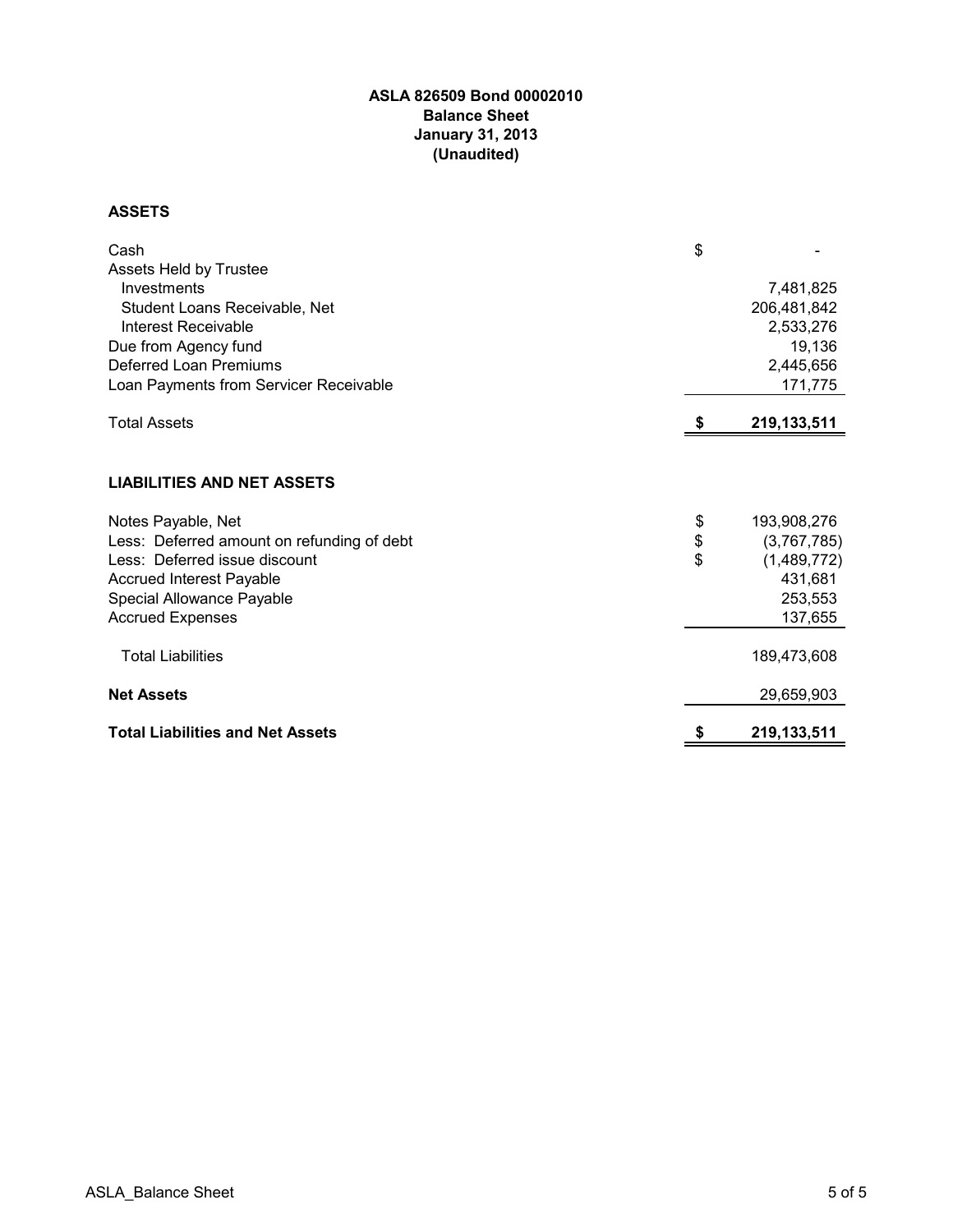**ASLA 826509 Bond 00002010**
**Balance Sheet**
**January 31, 2013**
**(Unaudited)**

**ASSETS**

| | | |
|---|---|---|
| Cash | $ | - |
| Assets Held by Trustee | | |
| Investments | | 7,481,825 |
| Student Loans Receivable, Net | | 206,481,842 |
| Interest Receivable | | 2,533,276 |
| Due from Agency fund | | 19,136 |
| Deferred Loan Premiums | | 2,445,656 |
| Loan Payments from Servicer Receivable | | 171,775 |
| Total Assets | **$** | **219,133,511** |

**LIABILITIES AND NET ASSETS**

| | | |
|---|---|---|
| Notes Payable, Net | $ | 193,908,276 |
| Less: Deferred amount on refunding of debt | $ | (3,767,785) |
| Less: Deferred issue discount | $ | (1,489,772) |
| Accrued Interest Payable | | 431,681 |
| Special Allowance Payable | | 253,553 |
| Accrued Expenses | | 137,655 |
| Total Liabilities | | 189,473,608 |
| **Net Assets** | | 29,659,903 |
| **Total Liabilities and Net Assets** | **$** | **219,133,511** |